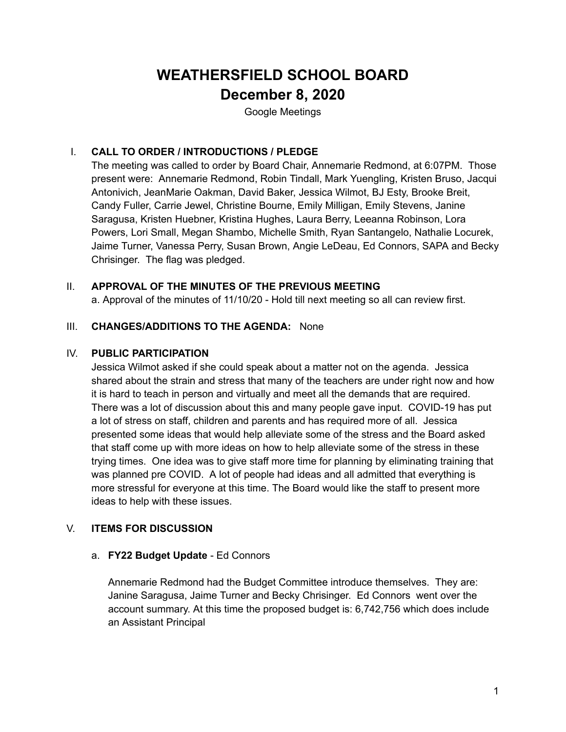# WEATHERSFIELD SCHOOL BOARD
# December 8, 2020

Google Meetings

I. **CALL TO ORDER / INTRODUCTIONS / PLEDGE**

The meeting was called to order by Board Chair, Annemarie Redmond, at 6:07PM. Those present were: Annemarie Redmond, Robin Tindall, Mark Yuengling, Kristen Bruso, Jacqui Antonivich, JeanMarie Oakman, David Baker, Jessica Wilmot, BJ Esty, Brooke Breit, Candy Fuller, Carrie Jewel, Christine Bourne, Emily Milligan, Emily Stevens, Janine Saragusa, Kristen Huebner, Kristina Hughes, Laura Berry, Leeanna Robinson, Lora Powers, Lori Small, Megan Shambo, Michelle Smith, Ryan Santangelo, Nathalie Locurek, Jaime Turner, Vanessa Perry, Susan Brown, Angie LeDeau, Ed Connors, SAPA and Becky Chrisinger. The flag was pledged.

II. **APPROVAL OF THE MINUTES OF THE PREVIOUS MEETING**

a. Approval of the minutes of 11/10/20 - Hold till next meeting so all can review first.

III. **CHANGES/ADDITIONS TO THE AGENDA:** None

IV. **PUBLIC PARTICIPATION**

Jessica Wilmot asked if she could speak about a matter not on the agenda. Jessica shared about the strain and stress that many of the teachers are under right now and how it is hard to teach in person and virtually and meet all the demands that are required. There was a lot of discussion about this and many people gave input. COVID-19 has put a lot of stress on staff, children and parents and has required more of all. Jessica presented some ideas that would help alleviate some of the stress and the Board asked that staff come up with more ideas on how to help alleviate some of the stress in these trying times. One idea was to give staff more time for planning by eliminating training that was planned pre COVID. A lot of people had ideas and all admitted that everything is more stressful for everyone at this time. The Board would like the staff to present more ideas to help with these issues.

V. **ITEMS FOR DISCUSSION**

a. **FY22 Budget Update** - Ed Connors

Annemarie Redmond had the Budget Committee introduce themselves. They are: Janine Saragusa, Jaime Turner and Becky Chrisinger. Ed Connors went over the account summary. At this time the proposed budget is: 6,742,756 which does include an Assistant Principal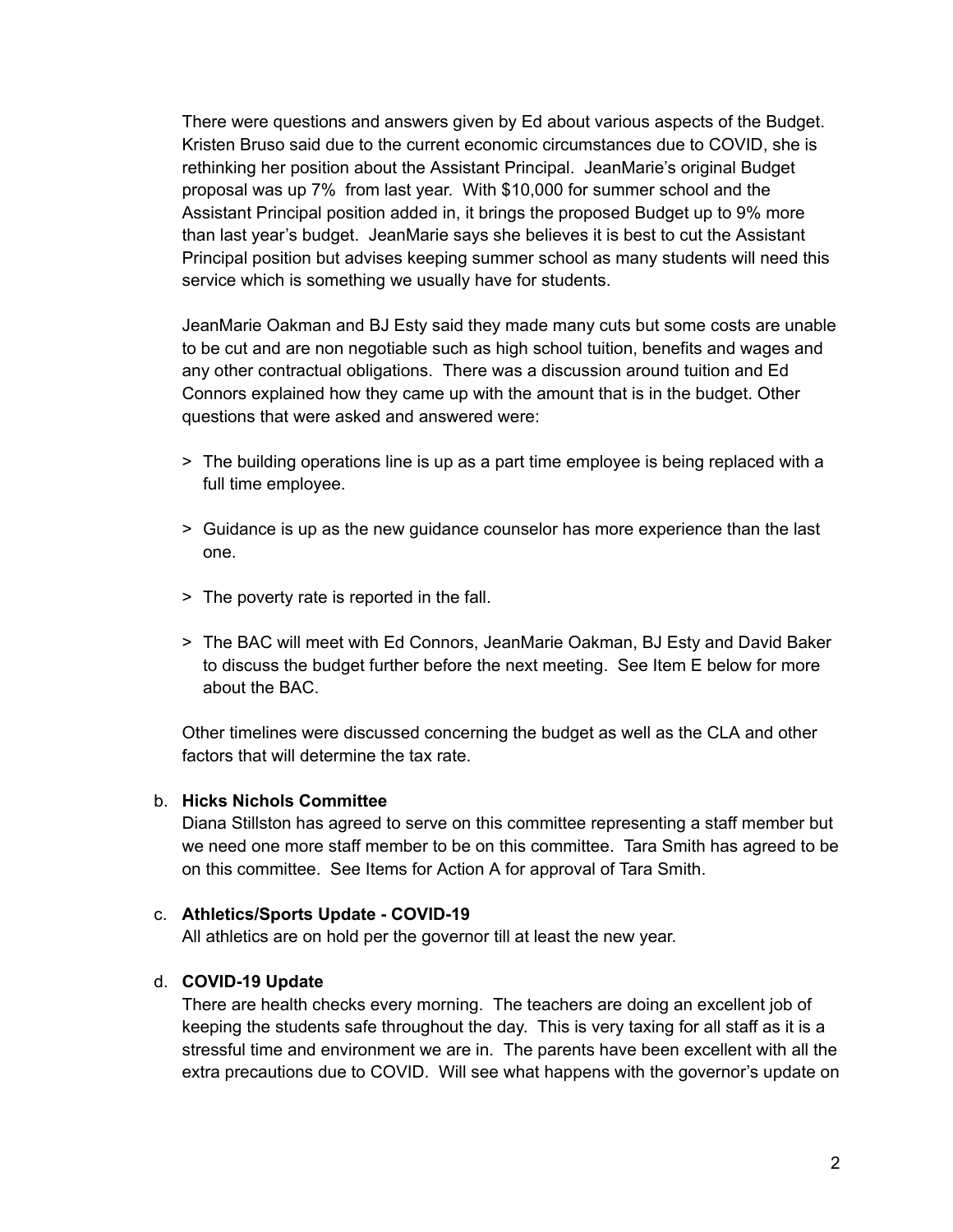There were questions and answers given by Ed about various aspects of the Budget. Kristen Bruso said due to the current economic circumstances due to COVID, she is rethinking her position about the Assistant Principal. JeanMarie's original Budget proposal was up 7% from last year. With $10,000 for summer school and the Assistant Principal position added in, it brings the proposed Budget up to 9% more than last year's budget. JeanMarie says she believes it is best to cut the Assistant Principal position but advises keeping summer school as many students will need this service which is something we usually have for students.

JeanMarie Oakman and BJ Esty said they made many cuts but some costs are unable to be cut and are non negotiable such as high school tuition, benefits and wages and any other contractual obligations. There was a discussion around tuition and Ed Connors explained how they came up with the amount that is in the budget. Other questions that were asked and answered were:

> The building operations line is up as a part time employee is being replaced with a full time employee.

> Guidance is up as the new guidance counselor has more experience than the last one.

> The poverty rate is reported in the fall.

> The BAC will meet with Ed Connors, JeanMarie Oakman, BJ Esty and David Baker to discuss the budget further before the next meeting. See Item E below for more about the BAC.

Other timelines were discussed concerning the budget as well as the CLA and other factors that will determine the tax rate.

b. **Hicks Nichols Committee**
Diana Stillston has agreed to serve on this committee representing a staff member but we need one more staff member to be on this committee. Tara Smith has agreed to be on this committee. See Items for Action A for approval of Tara Smith.

c. **Athletics/Sports Update - COVID-19**
All athletics are on hold per the governor till at least the new year.

d. **COVID-19 Update**
There are health checks every morning. The teachers are doing an excellent job of keeping the students safe throughout the day. This is very taxing for all staff as it is a stressful time and environment we are in. The parents have been excellent with all the extra precautions due to COVID. Will see what happens with the governor's update on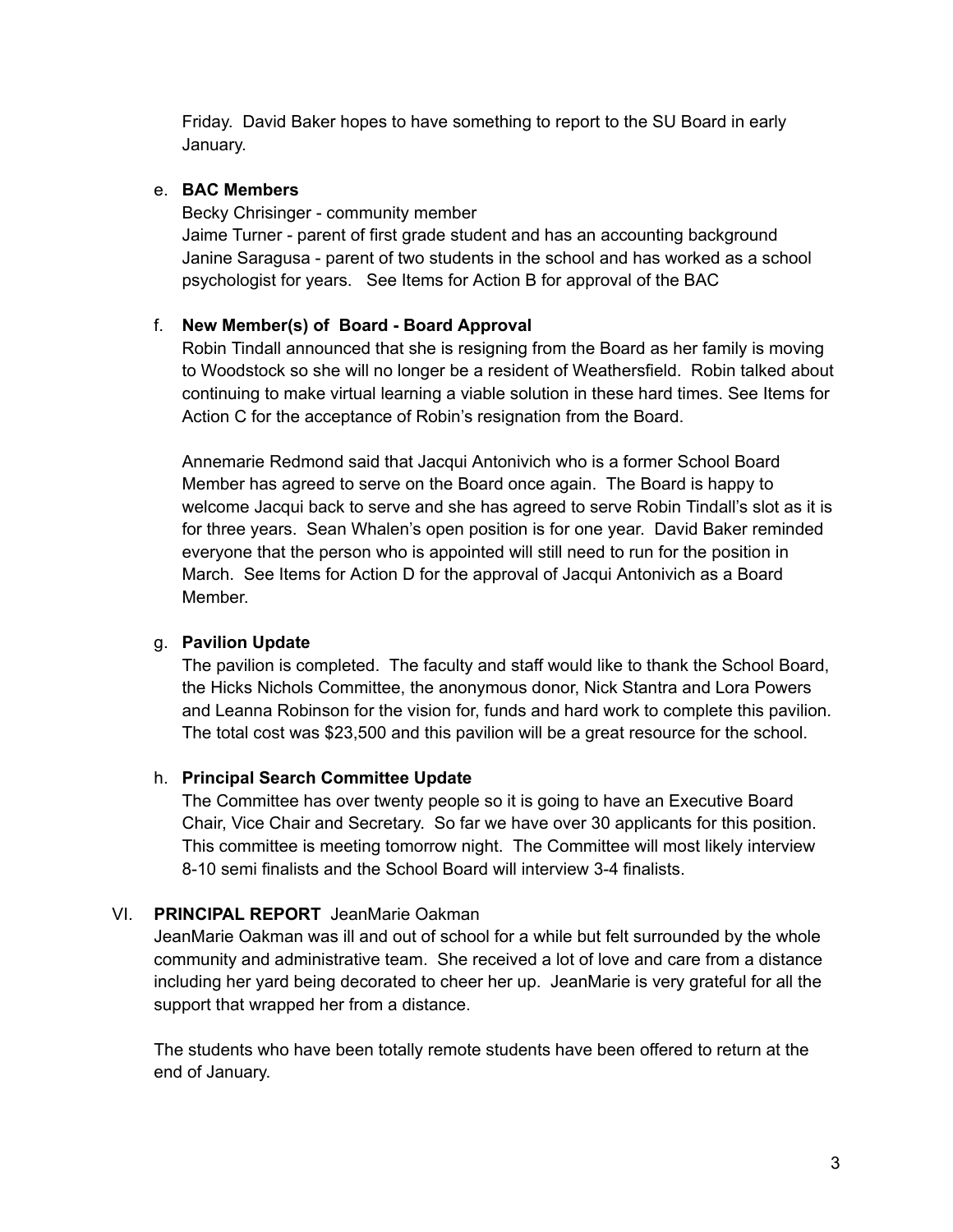Friday. David Baker hopes to have something to report to the SU Board in early January.

e. **BAC Members**

Becky Chrisinger - community member
Jaime Turner - parent of first grade student and has an accounting background
Janine Saragusa - parent of two students in the school and has worked as a school psychologist for years. See Items for Action B for approval of the BAC

f. **New Member(s) of Board - Board Approval**

Robin Tindall announced that she is resigning from the Board as her family is moving to Woodstock so she will no longer be a resident of Weathersfield. Robin talked about continuing to make virtual learning a viable solution in these hard times. See Items for Action C for the acceptance of Robin's resignation from the Board.

Annemarie Redmond said that Jacqui Antonivich who is a former School Board Member has agreed to serve on the Board once again. The Board is happy to welcome Jacqui back to serve and she has agreed to serve Robin Tindall's slot as it is for three years. Sean Whalen's open position is for one year. David Baker reminded everyone that the person who is appointed will still need to run for the position in March. See Items for Action D for the approval of Jacqui Antonivich as a Board Member.

g. **Pavilion Update**

The pavilion is completed. The faculty and staff would like to thank the School Board, the Hicks Nichols Committee, the anonymous donor, Nick Stantra and Lora Powers and Leanna Robinson for the vision for, funds and hard work to complete this pavilion. The total cost was $23,500 and this pavilion will be a great resource for the school.

h. **Principal Search Committee Update**

The Committee has over twenty people so it is going to have an Executive Board Chair, Vice Chair and Secretary. So far we have over 30 applicants for this position. This committee is meeting tomorrow night. The Committee will most likely interview 8-10 semi finalists and the School Board will interview 3-4 finalists.

VI. **PRINCIPAL REPORT** JeanMarie Oakman

JeanMarie Oakman was ill and out of school for a while but felt surrounded by the whole community and administrative team. She received a lot of love and care from a distance including her yard being decorated to cheer her up. JeanMarie is very grateful for all the support that wrapped her from a distance.

The students who have been totally remote students have been offered to return at the end of January.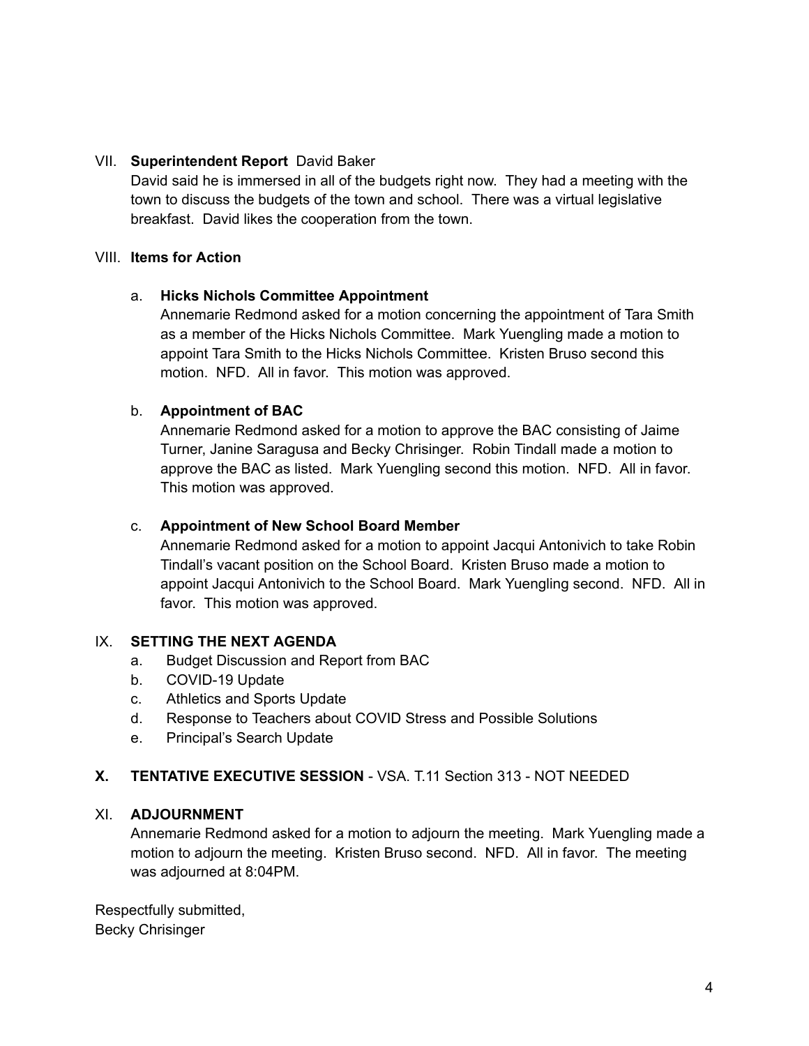VII. **Superintendent Report** David Baker

David said he is immersed in all of the budgets right now. They had a meeting with the town to discuss the budgets of the town and school. There was a virtual legislative breakfast. David likes the cooperation from the town.

VIII. **Items for Action**

a. **Hicks Nichols Committee Appointment**

Annemarie Redmond asked for a motion concerning the appointment of Tara Smith as a member of the Hicks Nichols Committee. Mark Yuengling made a motion to appoint Tara Smith to the Hicks Nichols Committee. Kristen Bruso second this motion. NFD. All in favor. This motion was approved.

b. **Appointment of BAC**

Annemarie Redmond asked for a motion to approve the BAC consisting of Jaime Turner, Janine Saragusa and Becky Chrisinger. Robin Tindall made a motion to approve the BAC as listed. Mark Yuengling second this motion. NFD. All in favor. This motion was approved.

c. **Appointment of New School Board Member**

Annemarie Redmond asked for a motion to appoint Jacqui Antonivich to take Robin Tindall's vacant position on the School Board. Kristen Bruso made a motion to appoint Jacqui Antonivich to the School Board. Mark Yuengling second. NFD. All in favor. This motion was approved.

IX. **SETTING THE NEXT AGENDA**

a. Budget Discussion and Report from BAC
b. COVID-19 Update
c. Athletics and Sports Update
d. Response to Teachers about COVID Stress and Possible Solutions
e. Principal's Search Update

**X. TENTATIVE EXECUTIVE SESSION** - VSA. T.11 Section 313 - NOT NEEDED

XI. **ADJOURNMENT**

Annemarie Redmond asked for a motion to adjourn the meeting. Mark Yuengling made a motion to adjourn the meeting. Kristen Bruso second. NFD. All in favor. The meeting was adjourned at 8:04PM.

Respectfully submitted,
Becky Chrisinger